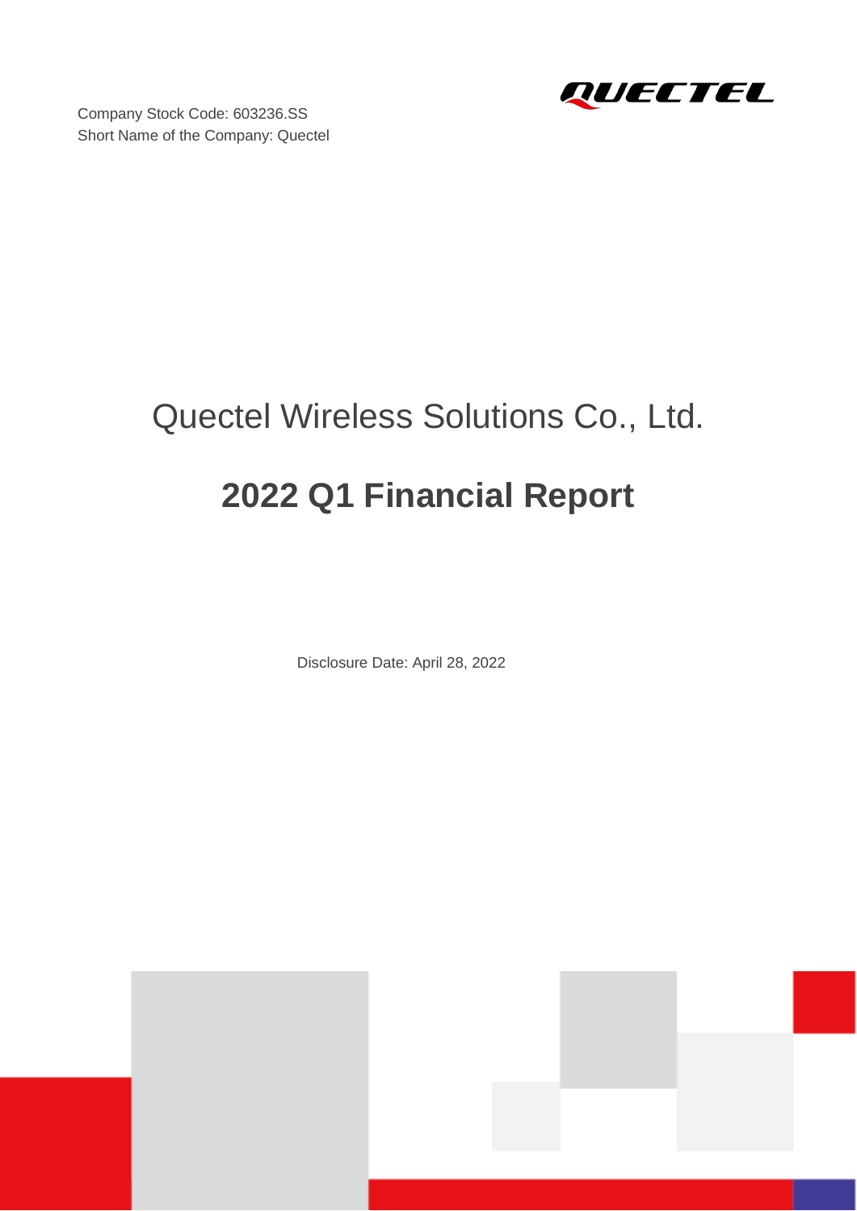Company Stock Code: 603236.SS

Short Name of the Company: Quectel

QUECTEL

# Quectel Wireless Solutions Co., Ltd.

# 2022 Q1 Financial Report

Disclosure Date: April 28, 2022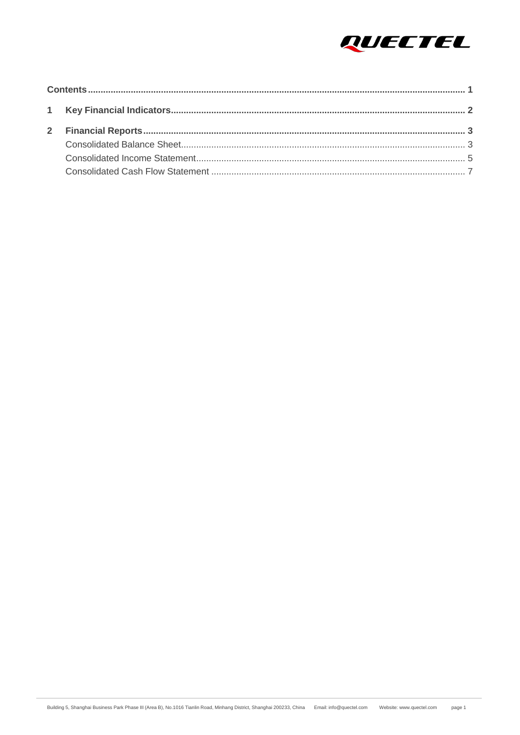**Contents** .......... 1

**1 Key Financial Indicators** .......... 2

**2 Financial Reports** .......... 3

Consolidated Balance Sheet .......... 3

Consolidated Income Statement .......... 5

Consolidated Cash Flow Statement .......... 7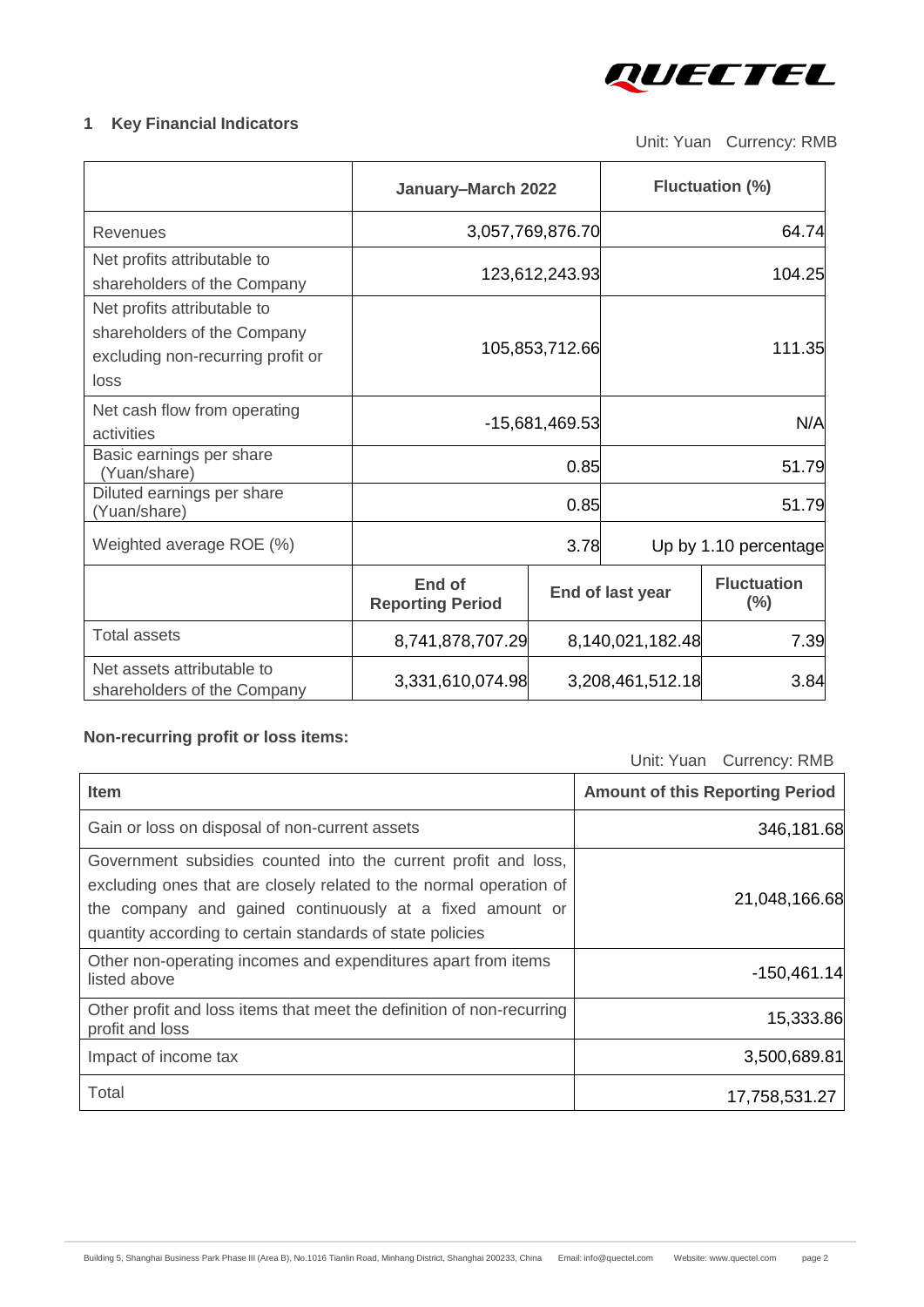## 1 Key Financial Indicators

Unit: Yuan Currency: RMB

| | January–March 2022 | | Fluctuation (%) |
|---|---|---|---|
| Revenues | 3,057,769,876.70 | | 64.74 |
| Net profits attributable to shareholders of the Company | 123,612,243.93 | | 104.25 |
| Net profits attributable to shareholders of the Company excluding non-recurring profit or loss | 105,853,712.66 | | 111.35 |
| Net cash flow from operating activities | -15,681,469.53 | | N/A |
| Basic earnings per share (Yuan/share) | 0.85 | | 51.79 |
| Diluted earnings per share (Yuan/share) | 0.85 | | 51.79 |
| Weighted average ROE (%) | 3.78 | | Up by 1.10 percentage |
| | **End of Reporting Period** | **End of last year** | **Fluctuation (%)** |
| Total assets | 8,741,878,707.29 | 8,140,021,182.48 | 7.39 |
| Net assets attributable to shareholders of the Company | 3,331,610,074.98 | 3,208,461,512.18 | 3.84 |

**Non-recurring profit or loss items:**

Unit: Yuan Currency: RMB

| Item | Amount of this Reporting Period |
|---|---|
| Gain or loss on disposal of non-current assets | 346,181.68 |
| Government subsidies counted into the current profit and loss, excluding ones that are closely related to the normal operation of the company and gained continuously at a fixed amount or quantity according to certain standards of state policies | 21,048,166.68 |
| Other non-operating incomes and expenditures apart from items listed above | -150,461.14 |
| Other profit and loss items that meet the definition of non-recurring profit and loss | 15,333.86 |
| Impact of income tax | 3,500,689.81 |
| Total | 17,758,531.27 |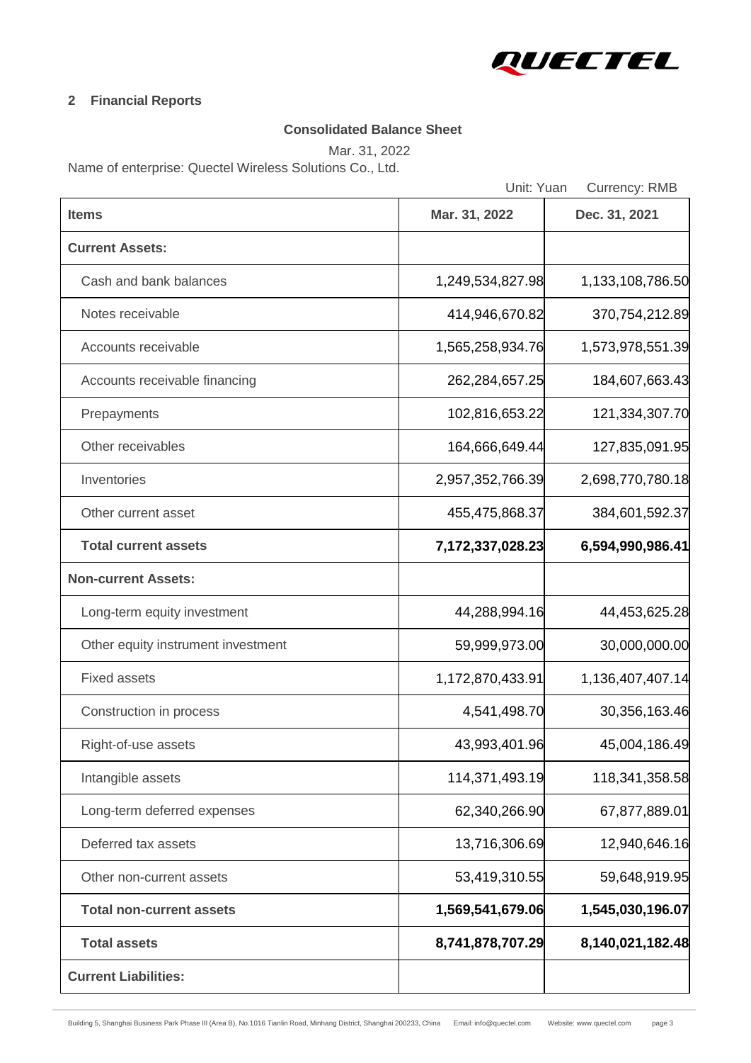## 2 Financial Reports

**Consolidated Balance Sheet**

Mar. 31, 2022

Name of enterprise: Quectel Wireless Solutions Co., Ltd.

Unit: Yuan Currency: RMB

| Items | Mar. 31, 2022 | Dec. 31, 2021 |
|---|---|---|
| **Current Assets:** | | |
| Cash and bank balances | 1,249,534,827.98 | 1,133,108,786.50 |
| Notes receivable | 414,946,670.82 | 370,754,212.89 |
| Accounts receivable | 1,565,258,934.76 | 1,573,978,551.39 |
| Accounts receivable financing | 262,284,657.25 | 184,607,663.43 |
| Prepayments | 102,816,653.22 | 121,334,307.70 |
| Other receivables | 164,666,649.44 | 127,835,091.95 |
| Inventories | 2,957,352,766.39 | 2,698,770,780.18 |
| Other current asset | 455,475,868.37 | 384,601,592.37 |
| **Total current assets** | **7,172,337,028.23** | **6,594,990,986.41** |
| **Non-current Assets:** | | |
| Long-term equity investment | 44,288,994.16 | 44,453,625.28 |
| Other equity instrument investment | 59,999,973.00 | 30,000,000.00 |
| Fixed assets | 1,172,870,433.91 | 1,136,407,407.14 |
| Construction in process | 4,541,498.70 | 30,356,163.46 |
| Right-of-use assets | 43,993,401.96 | 45,004,186.49 |
| Intangible assets | 114,371,493.19 | 118,341,358.58 |
| Long-term deferred expenses | 62,340,266.90 | 67,877,889.01 |
| Deferred tax assets | 13,716,306.69 | 12,940,646.16 |
| Other non-current assets | 53,419,310.55 | 59,648,919.95 |
| **Total non-current assets** | **1,569,541,679.06** | **1,545,030,196.07** |
| **Total assets** | **8,741,878,707.29** | **8,140,021,182.48** |
| **Current Liabilities:** | | |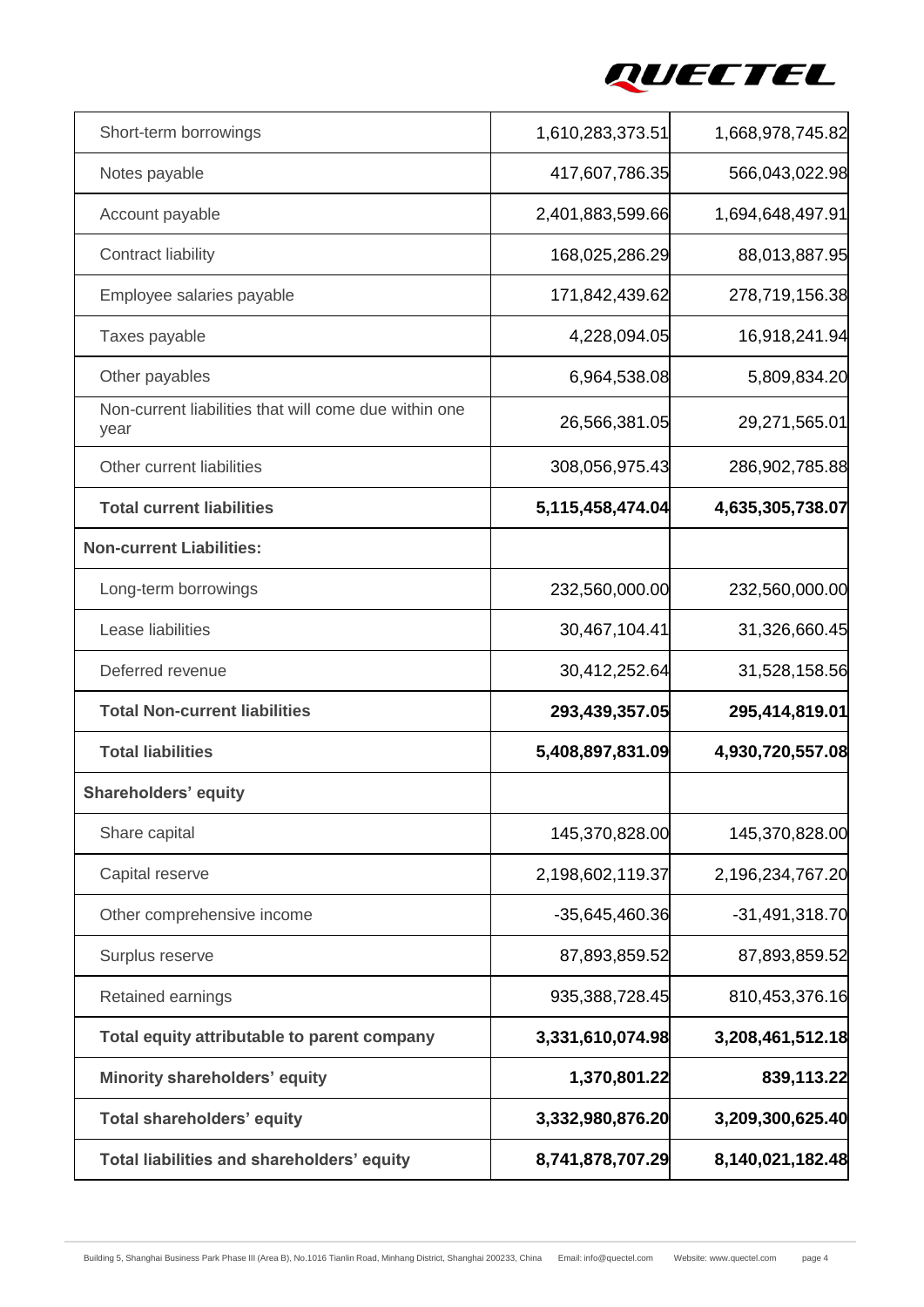| | | |
|---|---|---|
| Short-term borrowings | 1,610,283,373.51 | 1,668,978,745.82 |
| Notes payable | 417,607,786.35 | 566,043,022.98 |
| Account payable | 2,401,883,599.66 | 1,694,648,497.91 |
| Contract liability | 168,025,286.29 | 88,013,887.95 |
| Employee salaries payable | 171,842,439.62 | 278,719,156.38 |
| Taxes payable | 4,228,094.05 | 16,918,241.94 |
| Other payables | 6,964,538.08 | 5,809,834.20 |
| Non-current liabilities that will come due within one year | 26,566,381.05 | 29,271,565.01 |
| Other current liabilities | 308,056,975.43 | 286,902,785.88 |
| **Total current liabilities** | **5,115,458,474.04** | **4,635,305,738.07** |
| **Non-current Liabilities:** | | |
| Long-term borrowings | 232,560,000.00 | 232,560,000.00 |
| Lease liabilities | 30,467,104.41 | 31,326,660.45 |
| Deferred revenue | 30,412,252.64 | 31,528,158.56 |
| **Total Non-current liabilities** | **293,439,357.05** | **295,414,819.01** |
| **Total liabilities** | **5,408,897,831.09** | **4,930,720,557.08** |
| **Shareholders' equity** | | |
| Share capital | 145,370,828.00 | 145,370,828.00 |
| Capital reserve | 2,198,602,119.37 | 2,196,234,767.20 |
| Other comprehensive income | -35,645,460.36 | -31,491,318.70 |
| Surplus reserve | 87,893,859.52 | 87,893,859.52 |
| Retained earnings | 935,388,728.45 | 810,453,376.16 |
| **Total equity attributable to parent company** | **3,331,610,074.98** | **3,208,461,512.18** |
| **Minority shareholders' equity** | **1,370,801.22** | **839,113.22** |
| **Total shareholders' equity** | **3,332,980,876.20** | **3,209,300,625.40** |
| **Total liabilities and shareholders' equity** | **8,741,878,707.29** | **8,140,021,182.48** |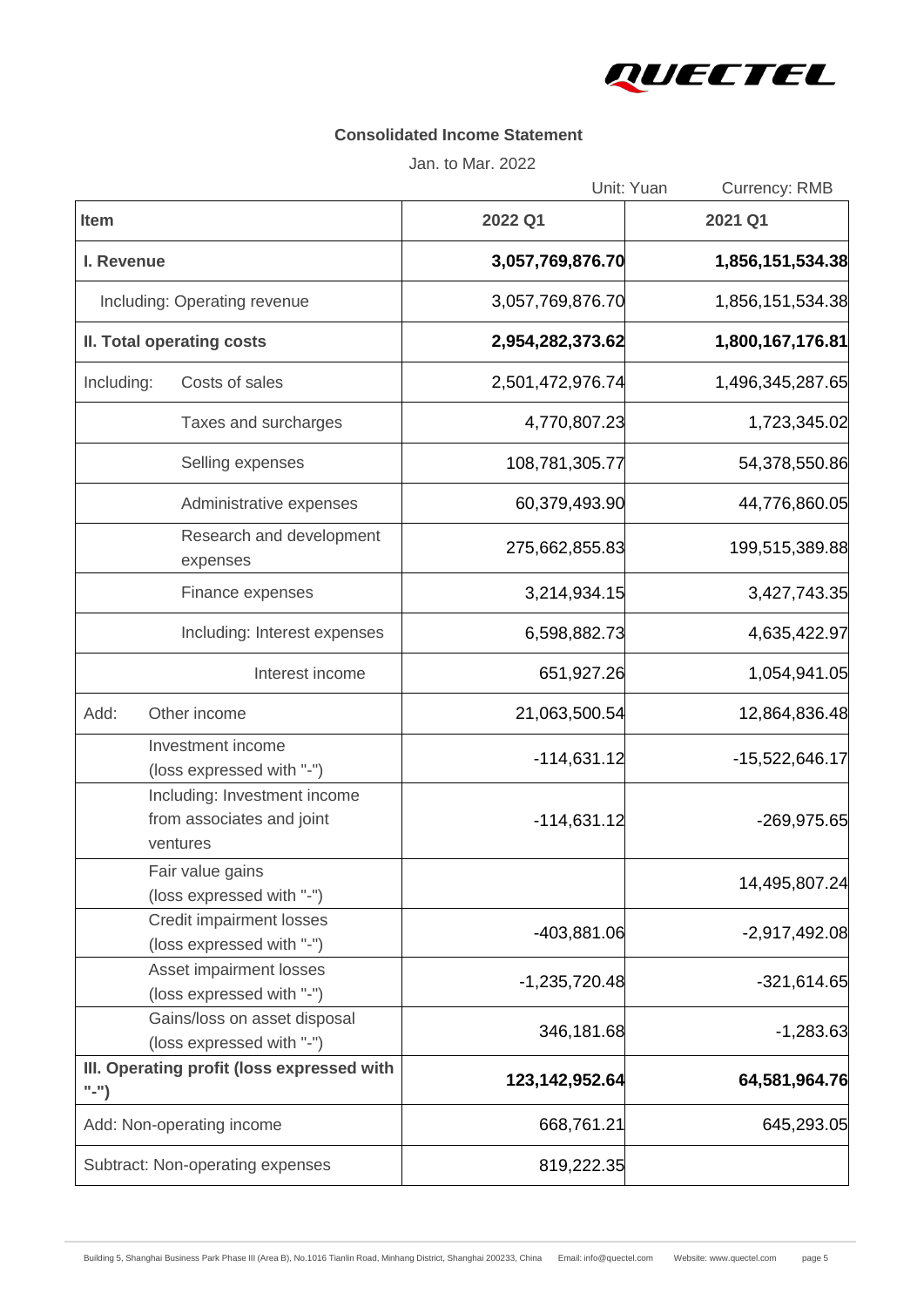**Consolidated Income Statement**

Jan. to Mar. 2022

Unit: Yuan Currency: RMB

| Item | 2022 Q1 | 2021 Q1 |
|---|---|---|
| **I. Revenue** | **3,057,769,876.70** | **1,856,151,534.38** |
| Including: Operating revenue | 3,057,769,876.70 | 1,856,151,534.38 |
| **II. Total operating costs** | **2,954,282,373.62** | **1,800,167,176.81** |
| Including: Costs of sales | 2,501,472,976.74 | 1,496,345,287.65 |
| Taxes and surcharges | 4,770,807.23 | 1,723,345.02 |
| Selling expenses | 108,781,305.77 | 54,378,550.86 |
| Administrative expenses | 60,379,493.90 | 44,776,860.05 |
| Research and development expenses | 275,662,855.83 | 199,515,389.88 |
| Finance expenses | 3,214,934.15 | 3,427,743.35 |
| Including: Interest expenses | 6,598,882.73 | 4,635,422.97 |
| Interest income | 651,927.26 | 1,054,941.05 |
| Add: Other income | 21,063,500.54 | 12,864,836.48 |
| Investment income (loss expressed with "-") | -114,631.12 | -15,522,646.17 |
| Including: Investment income from associates and joint ventures | -114,631.12 | -269,975.65 |
| Fair value gains (loss expressed with "-") | | 14,495,807.24 |
| Credit impairment losses (loss expressed with "-") | -403,881.06 | -2,917,492.08 |
| Asset impairment losses (loss expressed with "-") | -1,235,720.48 | -321,614.65 |
| Gains/loss on asset disposal (loss expressed with "-") | 346,181.68 | -1,283.63 |
| **III. Operating profit (loss expressed with "-")** | **123,142,952.64** | **64,581,964.76** |
| Add: Non-operating income | 668,761.21 | 645,293.05 |
| Subtract: Non-operating expenses | 819,222.35 | |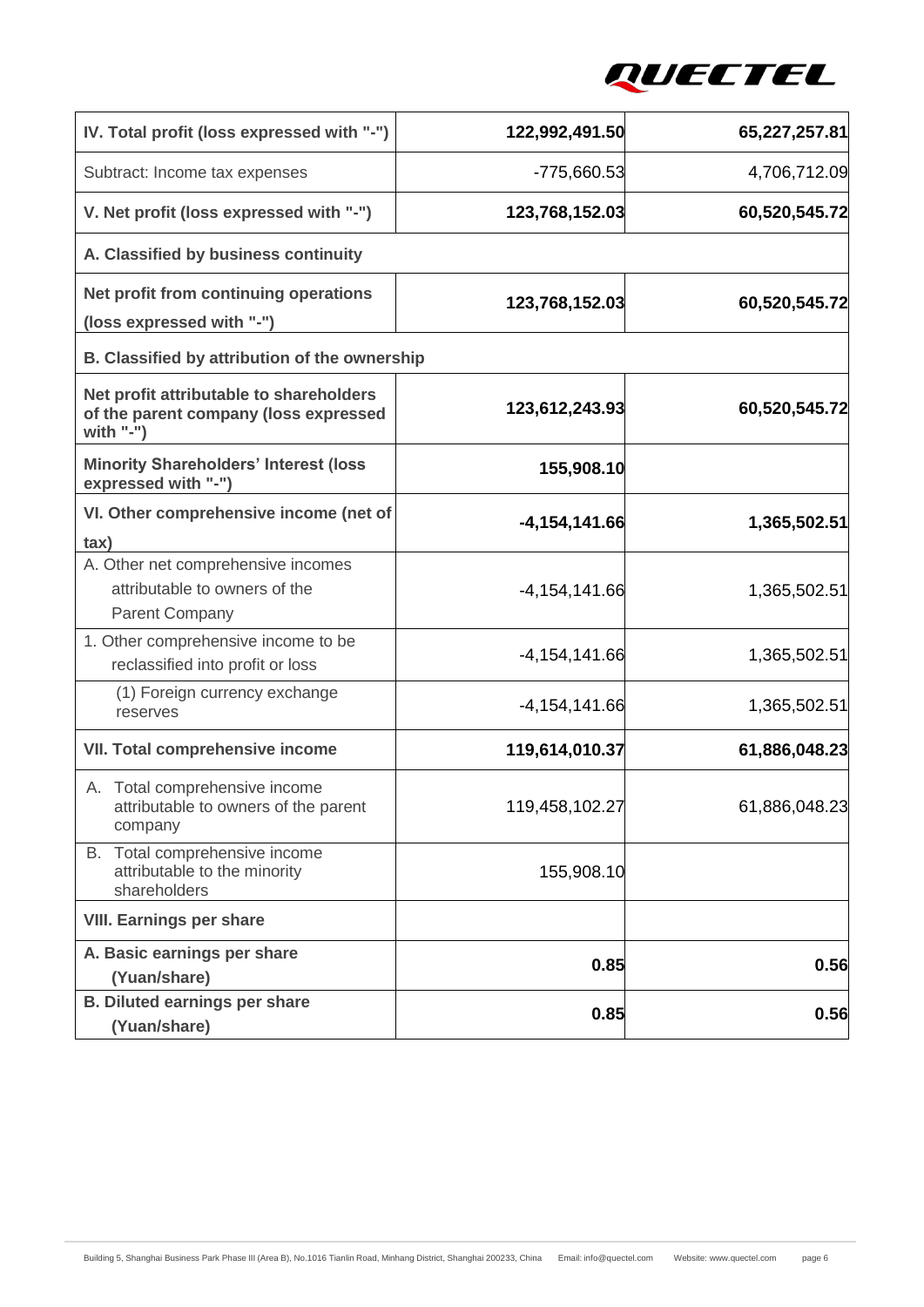| | | |
|---|---|---|
| **IV. Total profit (loss expressed with "-")** | **122,992,491.50** | **65,227,257.81** |
| Subtract: Income tax expenses | -775,660.53 | 4,706,712.09 |
| **V. Net profit (loss expressed with "-")** | **123,768,152.03** | **60,520,545.72** |
| **A. Classified by business continuity** | | |
| **Net profit from continuing operations (loss expressed with "-")** | **123,768,152.03** | **60,520,545.72** |
| **B. Classified by attribution of the ownership** | | |
| **Net profit attributable to shareholders of the parent company (loss expressed with "-")** | **123,612,243.93** | **60,520,545.72** |
| **Minority Shareholders' Interest (loss expressed with "-")** | **155,908.10** | |
| **VI. Other comprehensive income (net of tax)** | **-4,154,141.66** | **1,365,502.51** |
| A. Other net comprehensive incomes attributable to owners of the Parent Company | -4,154,141.66 | 1,365,502.51 |
| 1. Other comprehensive income to be reclassified into profit or loss | -4,154,141.66 | 1,365,502.51 |
| (1) Foreign currency exchange reserves | -4,154,141.66 | 1,365,502.51 |
| **VII. Total comprehensive income** | **119,614,010.37** | **61,886,048.23** |
| A. Total comprehensive income attributable to owners of the parent company | 119,458,102.27 | 61,886,048.23 |
| B. Total comprehensive income attributable to the minority shareholders | 155,908.10 | |
| **VIII. Earnings per share** | | |
| **A. Basic earnings per share (Yuan/share)** | **0.85** | **0.56** |
| **B. Diluted earnings per share (Yuan/share)** | **0.85** | **0.56** |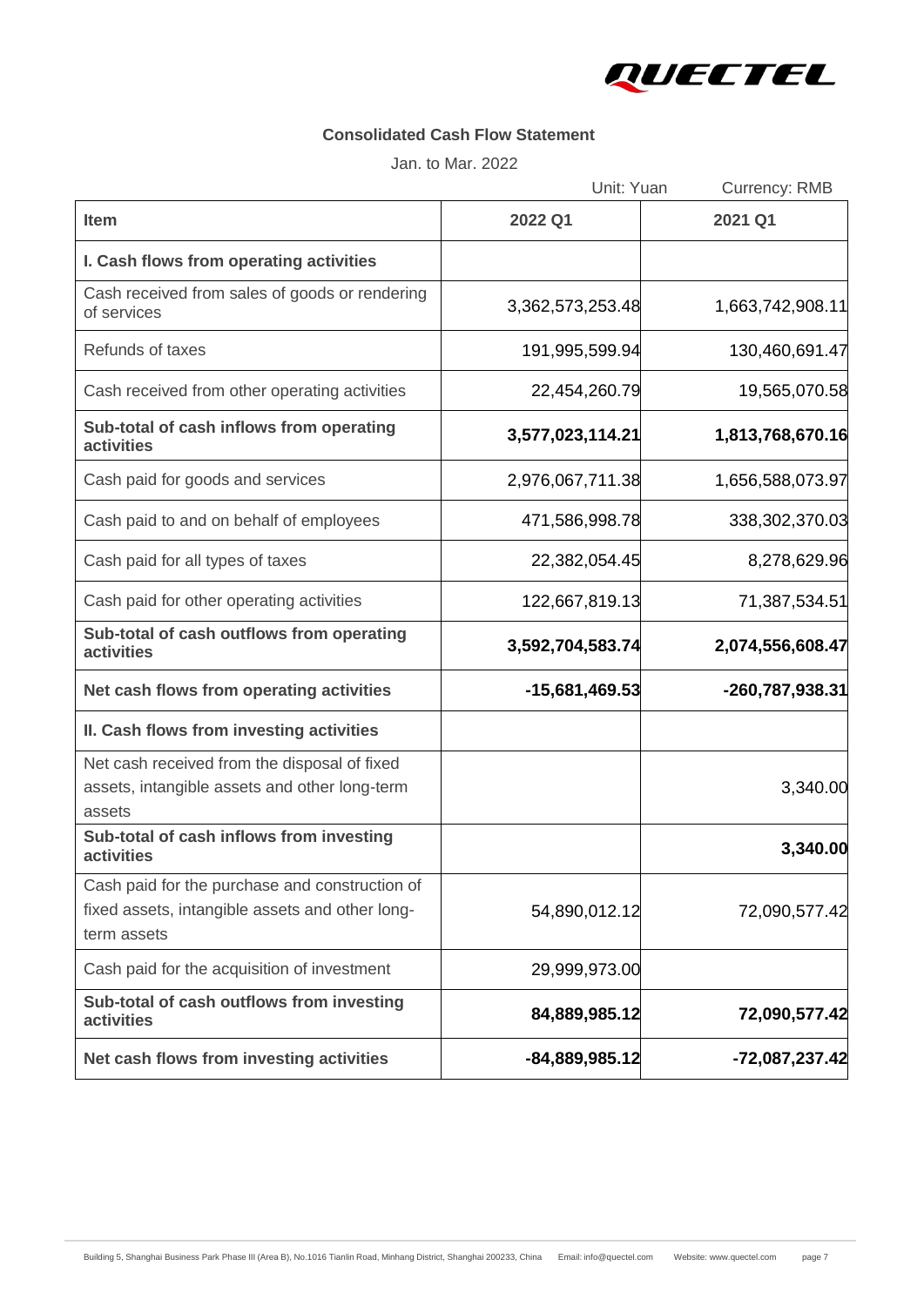**Consolidated Cash Flow Statement**

Jan. to Mar. 2022

Unit: Yuan Currency: RMB

| Item | 2022 Q1 | 2021 Q1 |
|---|---|---|
| **I. Cash flows from operating activities** | | |
| Cash received from sales of goods or rendering of services | 3,362,573,253.48 | 1,663,742,908.11 |
| Refunds of taxes | 191,995,599.94 | 130,460,691.47 |
| Cash received from other operating activities | 22,454,260.79 | 19,565,070.58 |
| **Sub-total of cash inflows from operating activities** | **3,577,023,114.21** | **1,813,768,670.16** |
| Cash paid for goods and services | 2,976,067,711.38 | 1,656,588,073.97 |
| Cash paid to and on behalf of employees | 471,586,998.78 | 338,302,370.03 |
| Cash paid for all types of taxes | 22,382,054.45 | 8,278,629.96 |
| Cash paid for other operating activities | 122,667,819.13 | 71,387,534.51 |
| **Sub-total of cash outflows from operating activities** | **3,592,704,583.74** | **2,074,556,608.47** |
| **Net cash flows from operating activities** | **-15,681,469.53** | **-260,787,938.31** |
| **II. Cash flows from investing activities** | | |
| Net cash received from the disposal of fixed assets, intangible assets and other long-term assets | | 3,340.00 |
| **Sub-total of cash inflows from investing activities** | | **3,340.00** |
| Cash paid for the purchase and construction of fixed assets, intangible assets and other long-term assets | 54,890,012.12 | 72,090,577.42 |
| Cash paid for the acquisition of investment | 29,999,973.00 | |
| **Sub-total of cash outflows from investing activities** | **84,889,985.12** | **72,090,577.42** |
| **Net cash flows from investing activities** | **-84,889,985.12** | **-72,087,237.42** |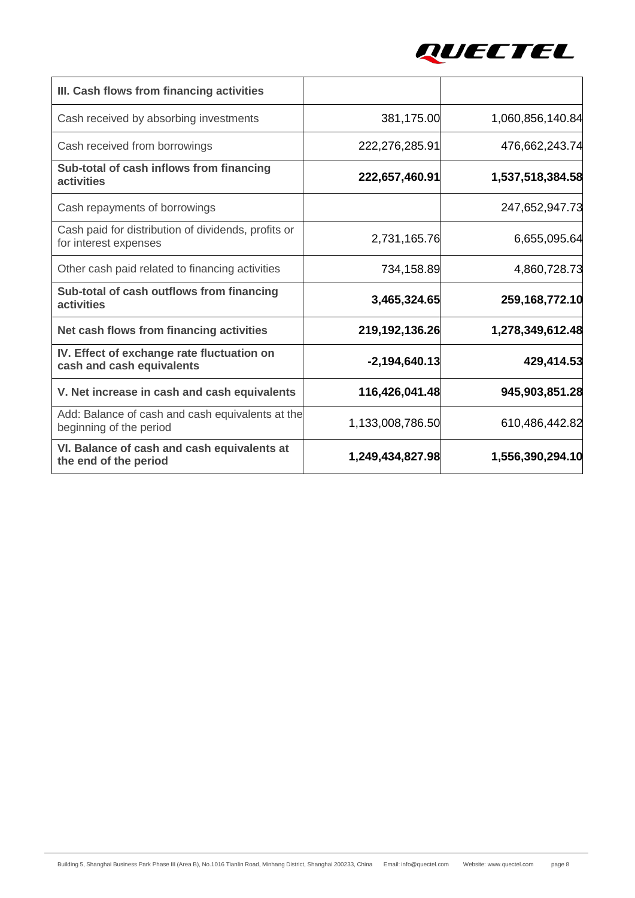| | | |
|---|---|---|
| **III. Cash flows from financing activities** | | |
| Cash received by absorbing investments | 381,175.00 | 1,060,856,140.84 |
| Cash received from borrowings | 222,276,285.91 | 476,662,243.74 |
| **Sub-total of cash inflows from financing activities** | **222,657,460.91** | **1,537,518,384.58** |
| Cash repayments of borrowings | | 247,652,947.73 |
| Cash paid for distribution of dividends, profits or for interest expenses | 2,731,165.76 | 6,655,095.64 |
| Other cash paid related to financing activities | 734,158.89 | 4,860,728.73 |
| **Sub-total of cash outflows from financing activities** | **3,465,324.65** | **259,168,772.10** |
| **Net cash flows from financing activities** | **219,192,136.26** | **1,278,349,612.48** |
| **IV. Effect of exchange rate fluctuation on cash and cash equivalents** | **-2,194,640.13** | **429,414.53** |
| **V. Net increase in cash and cash equivalents** | **116,426,041.48** | **945,903,851.28** |
| Add: Balance of cash and cash equivalents at the beginning of the period | 1,133,008,786.50 | 610,486,442.82 |
| **VI. Balance of cash and cash equivalents at the end of the period** | **1,249,434,827.98** | **1,556,390,294.10** |